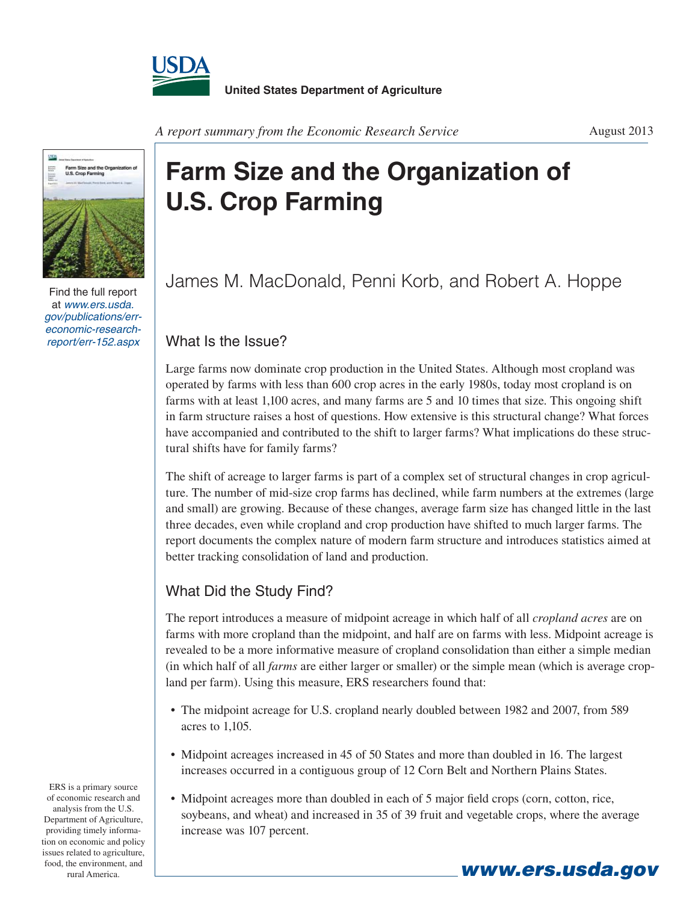United States Department of Agriculture

*A report summary from the Economic Research Service*

August 2013

# Farm Size and the Organization of U.S. Crop Farming

James M. MacDonald, Penni Korb, and Robert A. Hoppe

Find the full report at *www.ers.usda.gov/publications/err-economic-research-report/err-152.aspx*

## What Is the Issue?

Large farms now dominate crop production in the United States. Although most cropland was operated by farms with less than 600 crop acres in the early 1980s, today most cropland is on farms with at least 1,100 acres, and many farms are 5 and 10 times that size. This ongoing shift in farm structure raises a host of questions. How extensive is this structural change? What forces have accompanied and contributed to the shift to larger farms? What implications do these structural shifts have for family farms?

The shift of acreage to larger farms is part of a complex set of structural changes in crop agriculture. The number of mid-size crop farms has declined, while farm numbers at the extremes (large and small) are growing. Because of these changes, average farm size has changed little in the last three decades, even while cropland and crop production have shifted to much larger farms. The report documents the complex nature of modern farm structure and introduces statistics aimed at better tracking consolidation of land and production.

## What Did the Study Find?

The report introduces a measure of midpoint acreage in which half of all *cropland acres* are on farms with more cropland than the midpoint, and half are on farms with less. Midpoint acreage is revealed to be a more informative measure of cropland consolidation than either a simple median (in which half of all *farms* are either larger or smaller) or the simple mean (which is average cropland per farm). Using this measure, ERS researchers found that:

- The midpoint acreage for U.S. cropland nearly doubled between 1982 and 2007, from 589 acres to 1,105.
- Midpoint acreages increased in 45 of 50 States and more than doubled in 16. The largest increases occurred in a contiguous group of 12 Corn Belt and Northern Plains States.
- Midpoint acreages more than doubled in each of 5 major field crops (corn, cotton, rice, soybeans, and wheat) and increased in 35 of 39 fruit and vegetable crops, where the average increase was 107 percent.

ERS is a primary source of economic research and analysis from the U.S. Department of Agriculture, providing timely information on economic and policy issues related to agriculture, food, the environment, and rural America.

**www.ers.usda.gov**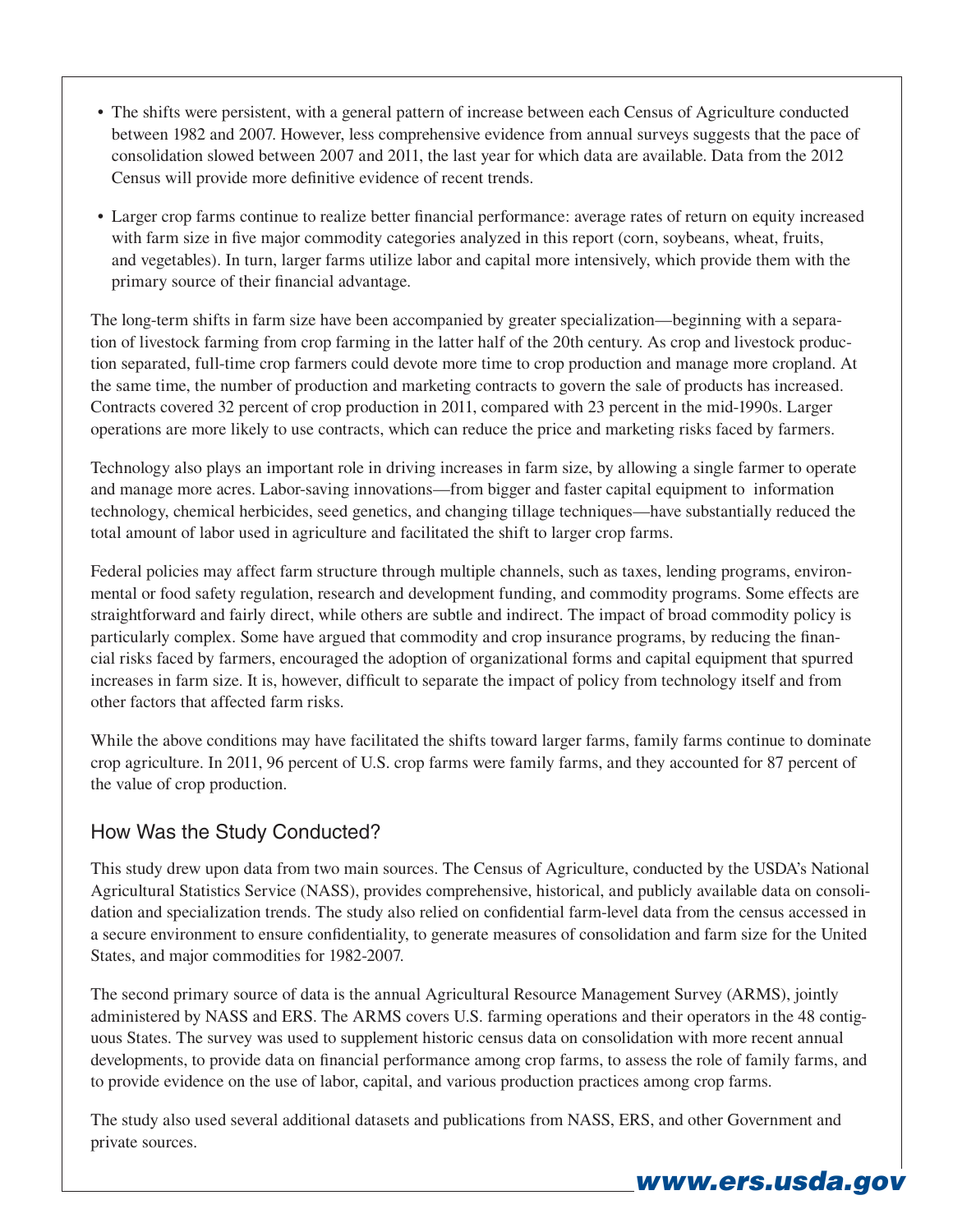- The shifts were persistent, with a general pattern of increase between each Census of Agriculture conducted between 1982 and 2007. However, less comprehensive evidence from annual surveys suggests that the pace of consolidation slowed between 2007 and 2011, the last year for which data are available. Data from the 2012 Census will provide more definitive evidence of recent trends.
- Larger crop farms continue to realize better financial performance: average rates of return on equity increased with farm size in five major commodity categories analyzed in this report (corn, soybeans, wheat, fruits, and vegetables). In turn, larger farms utilize labor and capital more intensively, which provide them with the primary source of their financial advantage.

The long-term shifts in farm size have been accompanied by greater specialization—beginning with a separation of livestock farming from crop farming in the latter half of the 20th century. As crop and livestock production separated, full-time crop farmers could devote more time to crop production and manage more cropland. At the same time, the number of production and marketing contracts to govern the sale of products has increased. Contracts covered 32 percent of crop production in 2011, compared with 23 percent in the mid-1990s. Larger operations are more likely to use contracts, which can reduce the price and marketing risks faced by farmers.

Technology also plays an important role in driving increases in farm size, by allowing a single farmer to operate and manage more acres. Labor-saving innovations—from bigger and faster capital equipment to information technology, chemical herbicides, seed genetics, and changing tillage techniques—have substantially reduced the total amount of labor used in agriculture and facilitated the shift to larger crop farms.

Federal policies may affect farm structure through multiple channels, such as taxes, lending programs, environmental or food safety regulation, research and development funding, and commodity programs. Some effects are straightforward and fairly direct, while others are subtle and indirect. The impact of broad commodity policy is particularly complex. Some have argued that commodity and crop insurance programs, by reducing the financial risks faced by farmers, encouraged the adoption of organizational forms and capital equipment that spurred increases in farm size. It is, however, difficult to separate the impact of policy from technology itself and from other factors that affected farm risks.

While the above conditions may have facilitated the shifts toward larger farms, family farms continue to dominate crop agriculture. In 2011, 96 percent of U.S. crop farms were family farms, and they accounted for 87 percent of the value of crop production.

## How Was the Study Conducted?

This study drew upon data from two main sources. The Census of Agriculture, conducted by the USDA's National Agricultural Statistics Service (NASS), provides comprehensive, historical, and publicly available data on consolidation and specialization trends. The study also relied on confidential farm-level data from the census accessed in a secure environment to ensure confidentiality, to generate measures of consolidation and farm size for the United States, and major commodities for 1982-2007.

The second primary source of data is the annual Agricultural Resource Management Survey (ARMS), jointly administered by NASS and ERS. The ARMS covers U.S. farming operations and their operators in the 48 contiguous States. The survey was used to supplement historic census data on consolidation with more recent annual developments, to provide data on financial performance among crop farms, to assess the role of family farms, and to provide evidence on the use of labor, capital, and various production practices among crop farms.

The study also used several additional datasets and publications from NASS, ERS, and other Government and private sources.